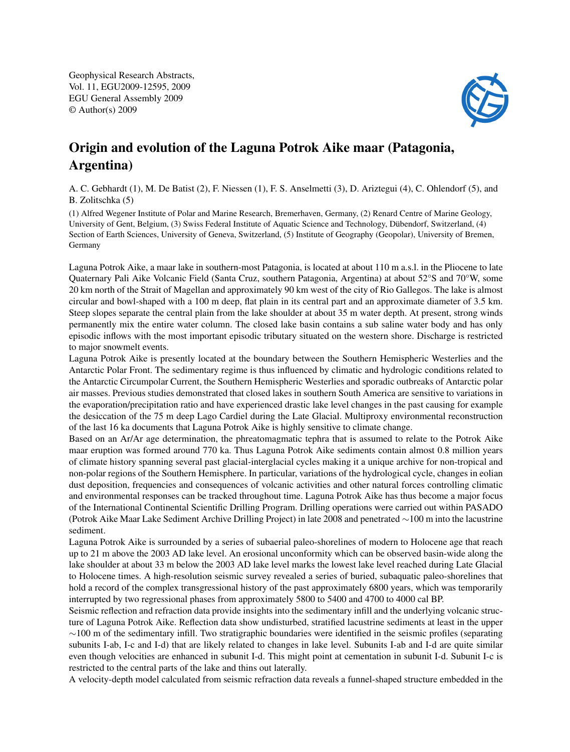Geophysical Research Abstracts,
Vol. 11, EGU2009-12595, 2009
EGU General Assembly 2009
© Author(s) 2009

# Origin and evolution of the Laguna Potrok Aike maar (Patagonia, Argentina)

A. C. Gebhardt (1), M. De Batist (2), F. Niessen (1), F. S. Anselmetti (3), D. Ariztegui (4), C. Ohlendorf (5), and B. Zolitschka (5)

(1) Alfred Wegener Institute of Polar and Marine Research, Bremerhaven, Germany, (2) Renard Centre of Marine Geology, University of Gent, Belgium, (3) Swiss Federal Institute of Aquatic Science and Technology, Dübendorf, Switzerland, (4) Section of Earth Sciences, University of Geneva, Switzerland, (5) Institute of Geography (Geopolar), University of Bremen, Germany

Laguna Potrok Aike, a maar lake in southern-most Patagonia, is located at about 110 m a.s.l. in the Pliocene to late Quaternary Pali Aike Volcanic Field (Santa Cruz, southern Patagonia, Argentina) at about 52°S and 70°W, some 20 km north of the Strait of Magellan and approximately 90 km west of the city of Rio Gallegos. The lake is almost circular and bowl-shaped with a 100 m deep, flat plain in its central part and an approximate diameter of 3.5 km. Steep slopes separate the central plain from the lake shoulder at about 35 m water depth. At present, strong winds permanently mix the entire water column. The closed lake basin contains a sub saline water body and has only episodic inflows with the most important episodic tributary situated on the western shore. Discharge is restricted to major snowmelt events.

Laguna Potrok Aike is presently located at the boundary between the Southern Hemispheric Westerlies and the Antarctic Polar Front. The sedimentary regime is thus influenced by climatic and hydrologic conditions related to the Antarctic Circumpolar Current, the Southern Hemispheric Westerlies and sporadic outbreaks of Antarctic polar air masses. Previous studies demonstrated that closed lakes in southern South America are sensitive to variations in the evaporation/precipitation ratio and have experienced drastic lake level changes in the past causing for example the desiccation of the 75 m deep Lago Cardiel during the Late Glacial. Multiproxy environmental reconstruction of the last 16 ka documents that Laguna Potrok Aike is highly sensitive to climate change.

Based on an Ar/Ar age determination, the phreatomagmatic tephra that is assumed to relate to the Potrok Aike maar eruption was formed around 770 ka. Thus Laguna Potrok Aike sediments contain almost 0.8 million years of climate history spanning several past glacial-interglacial cycles making it a unique archive for non-tropical and non-polar regions of the Southern Hemisphere. In particular, variations of the hydrological cycle, changes in eolian dust deposition, frequencies and consequences of volcanic activities and other natural forces controlling climatic and environmental responses can be tracked throughout time. Laguna Potrok Aike has thus become a major focus of the International Continental Scientific Drilling Program. Drilling operations were carried out within PASADO (Potrok Aike Maar Lake Sediment Archive Drilling Project) in late 2008 and penetrated ∼100 m into the lacustrine sediment.

Laguna Potrok Aike is surrounded by a series of subaerial paleo-shorelines of modern to Holocene age that reach up to 21 m above the 2003 AD lake level. An erosional unconformity which can be observed basin-wide along the lake shoulder at about 33 m below the 2003 AD lake level marks the lowest lake level reached during Late Glacial to Holocene times. A high-resolution seismic survey revealed a series of buried, subaquatic paleo-shorelines that hold a record of the complex transgressional history of the past approximately 6800 years, which was temporarily interrupted by two regressional phases from approximately 5800 to 5400 and 4700 to 4000 cal BP.

Seismic reflection and refraction data provide insights into the sedimentary infill and the underlying volcanic structure of Laguna Potrok Aike. Reflection data show undisturbed, stratified lacustrine sediments at least in the upper ∼100 m of the sedimentary infill. Two stratigraphic boundaries were identified in the seismic profiles (separating subunits I-ab, I-c and I-d) that are likely related to changes in lake level. Subunits I-ab and I-d are quite similar even though velocities are enhanced in subunit I-d. This might point at cementation in subunit I-d. Subunit I-c is restricted to the central parts of the lake and thins out laterally.

A velocity-depth model calculated from seismic refraction data reveals a funnel-shaped structure embedded in the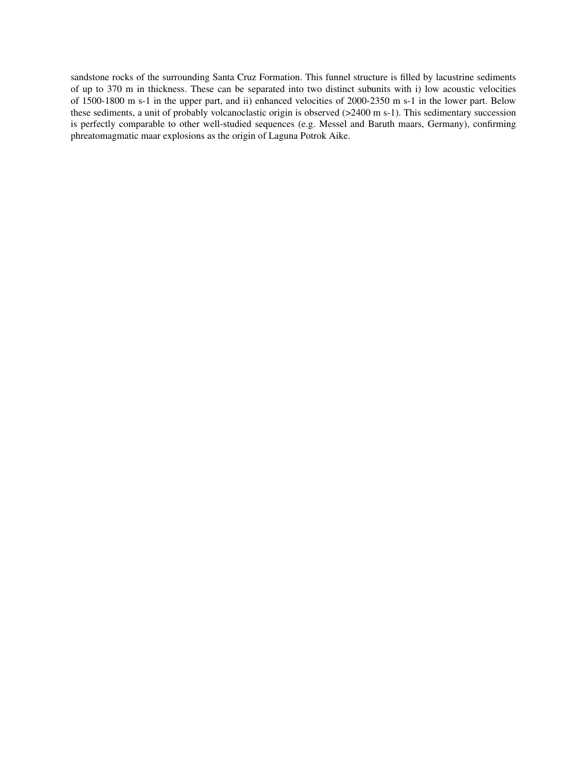sandstone rocks of the surrounding Santa Cruz Formation. This funnel structure is filled by lacustrine sediments of up to 370 m in thickness. These can be separated into two distinct subunits with i) low acoustic velocities of 1500-1800 m s-1 in the upper part, and ii) enhanced velocities of 2000-2350 m s-1 in the lower part. Below these sediments, a unit of probably volcanoclastic origin is observed (>2400 m s-1). This sedimentary succession is perfectly comparable to other well-studied sequences (e.g. Messel and Baruth maars, Germany), confirming phreatomagmatic maar explosions as the origin of Laguna Potrok Aike.